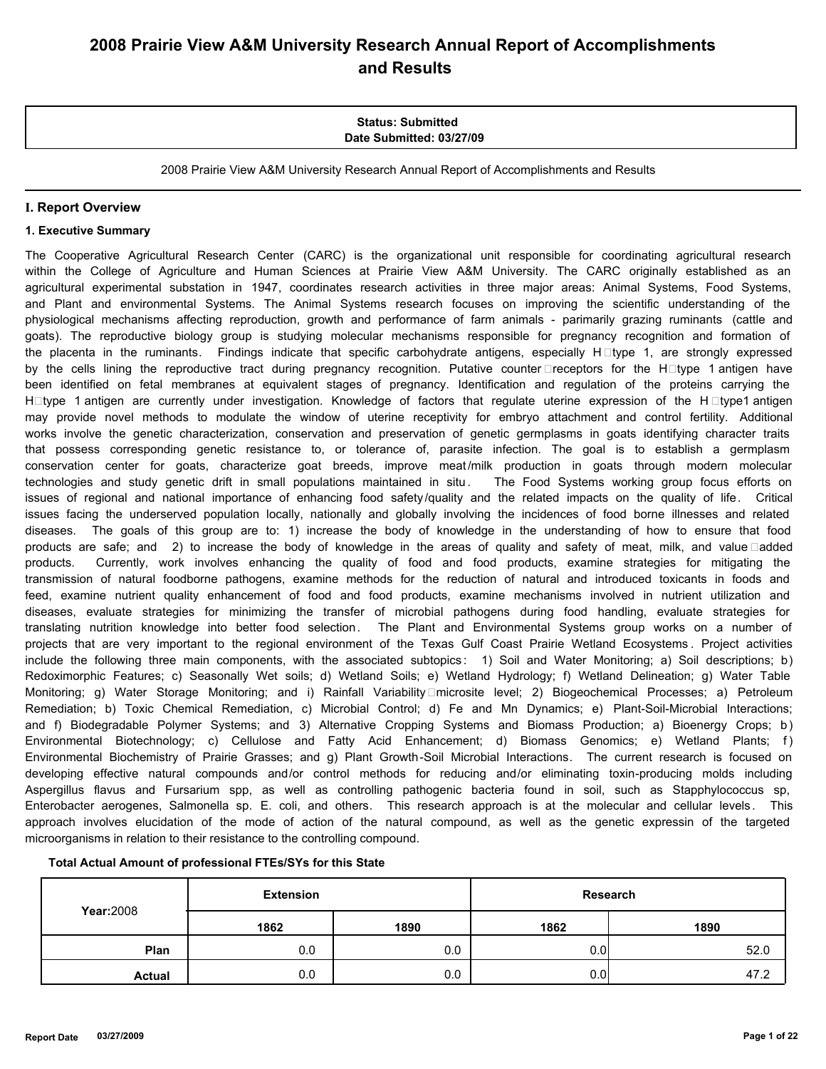# 2008 Prairie View A&M University Research Annual Report of Accomplishments and Results

**Status: Submitted**
**Date Submitted: 03/27/09**

2008 Prairie View A&M University Research Annual Report of Accomplishments and Results

## I. Report Overview

### 1. Executive Summary

The Cooperative Agricultural Research Center (CARC) is the organizational unit responsible for coordinating agricultural research within the College of Agriculture and Human Sciences at Prairie View A&M University. The CARC originally established as an agricultural experimental substation in 1947, coordinates research activities in three major areas: Animal Systems, Food Systems, and Plant and environmental Systems. The Animal Systems research focuses on improving the scientific understanding of the physiological mechanisms affecting reproduction, growth and performance of farm animals - parimarily grazing ruminants (cattle and goats). The reproductive biology group is studying molecular mechanisms responsible for pregnancy recognition and formation of the placenta in the ruminants. Findings indicate that specific carbohydrate antigens, especially H type 1, are strongly expressed by the cells lining the reproductive tract during pregnancy recognition. Putative counter receptors for the H type 1 antigen have been identified on fetal membranes at equivalent stages of pregnancy. Identification and regulation of the proteins carrying the H type 1 antigen are currently under investigation. Knowledge of factors that regulate uterine expression of the H type1 antigen may provide novel methods to modulate the window of uterine receptivity for embryo attachment and control fertility. Additional works involve the genetic characterization, conservation and preservation of genetic germplasms in goats identifying character traits that possess corresponding genetic resistance to, or tolerance of, parasite infection. The goal is to establish a germplasm conservation center for goats, characterize goat breeds, improve meat/milk production in goats through modern molecular technologies and study genetic drift in small populations maintained in situ. The Food Systems working group focus efforts on issues of regional and national importance of enhancing food safety/quality and the related impacts on the quality of life. Critical issues facing the underserved population locally, nationally and globally involving the incidences of food borne illnesses and related diseases. The goals of this group are to: 1) increase the body of knowledge in the understanding of how to ensure that food products are safe; and 2) to increase the body of knowledge in the areas of quality and safety of meat, milk, and value added products. Currently, work involves enhancing the quality of food and food products, examine strategies for mitigating the transmission of natural foodborne pathogens, examine methods for the reduction of natural and introduced toxicants in foods and feed, examine nutrient quality enhancement of food and food products, examine mechanisms involved in nutrient utilization and diseases, evaluate strategies for minimizing the transfer of microbial pathogens during food handling, evaluate strategies for translating nutrition knowledge into better food selection. The Plant and Environmental Systems group works on a number of projects that are very important to the regional environment of the Texas Gulf Coast Prairie Wetland Ecosystems. Project activities include the following three main components, with the associated subtopics: 1) Soil and Water Monitoring; a) Soil descriptions; b) Redoximorphic Features; c) Seasonally Wet soils; d) Wetland Soils; e) Wetland Hydrology; f) Wetland Delineation; g) Water Table Monitoring; g) Water Storage Monitoring; and i) Rainfall Variability microsite level; 2) Biogeochemical Processes; a) Petroleum Remediation; b) Toxic Chemical Remediation, c) Microbial Control; d) Fe and Mn Dynamics; e) Plant-Soil-Microbial Interactions; and f) Biodegradable Polymer Systems; and 3) Alternative Cropping Systems and Biomass Production; a) Bioenergy Crops; b) Environmental Biotechnology; c) Cellulose and Fatty Acid Enhancement; d) Biomass Genomics; e) Wetland Plants; f) Environmental Biochemistry of Prairie Grasses; and g) Plant Growth-Soil Microbial Interactions. The current research is focused on developing effective natural compounds and/or control methods for reducing and/or eliminating toxin-producing molds including Aspergillus flavus and Fursarium spp, as well as controlling pathogenic bacteria found in soil, such as Stapphylococcus sp, Enterobacter aerogenes, Salmonella sp. E. coli, and others. This research approach is at the molecular and cellular levels. This approach involves elucidation of the mode of action of the natural compound, as well as the genetic expressin of the targeted microorganisms in relation to their resistance to the controlling compound.

**Total Actual Amount of professional FTEs/SYs for this State**

| **Year:** 2008 | Extension | | Research | |
|---|---|---|---|---|
| | 1862 | 1890 | 1862 | 1890 |
| **Plan** | 0.0 | 0.0 | 0.0 | 52.0 |
| **Actual** | 0.0 | 0.0 | 0.0 | 47.2 |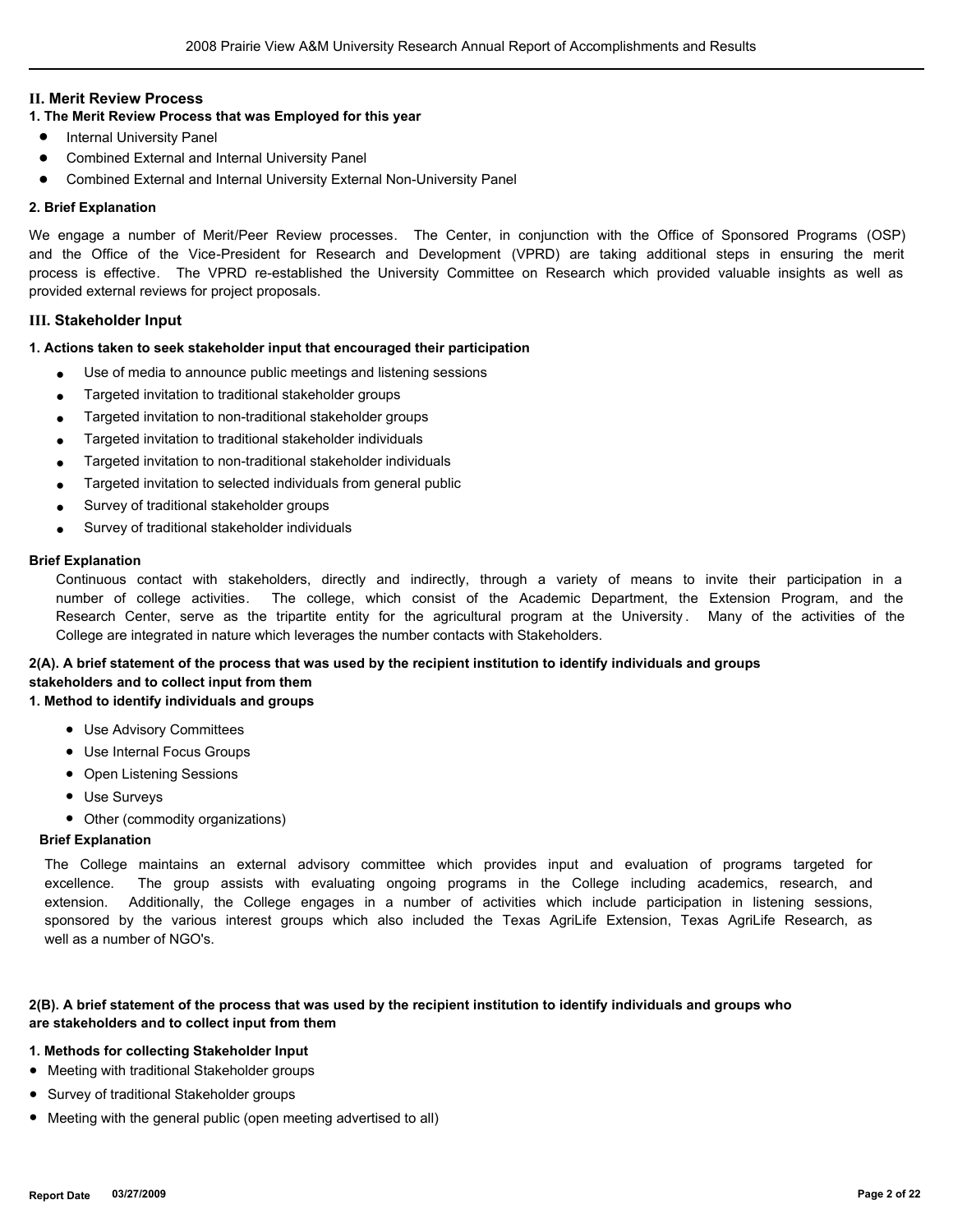## II. Merit Review Process

**1. The Merit Review Process that was Employed for this year**

- Internal University Panel
- Combined External and Internal University Panel
- Combined External and Internal University External Non-University Panel

**2. Brief Explanation**

We engage a number of Merit/Peer Review processes. The Center, in conjunction with the Office of Sponsored Programs (OSP) and the Office of the Vice-President for Research and Development (VPRD) are taking additional steps in ensuring the merit process is effective. The VPRD re-established the University Committee on Research which provided valuable insights as well as provided external reviews for project proposals.

## III. Stakeholder Input

**1. Actions taken to seek stakeholder input that encouraged their participation**

- Use of media to announce public meetings and listening sessions
- Targeted invitation to traditional stakeholder groups
- Targeted invitation to non-traditional stakeholder groups
- Targeted invitation to traditional stakeholder individuals
- Targeted invitation to non-traditional stakeholder individuals
- Targeted invitation to selected individuals from general public
- Survey of traditional stakeholder groups
- Survey of traditional stakeholder individuals

**Brief Explanation**

Continuous contact with stakeholders, directly and indirectly, through a variety of means to invite their participation in a number of college activities. The college, which consist of the Academic Department, the Extension Program, and the Research Center, serve as the tripartite entity for the agricultural program at the University. Many of the activities of the College are integrated in nature which leverages the number contacts with Stakeholders.

**2(A). A brief statement of the process that was used by the recipient institution to identify individuals and groups stakeholders and to collect input from them**

**1. Method to identify individuals and groups**

- Use Advisory Committees
- Use Internal Focus Groups
- Open Listening Sessions
- Use Surveys
- Other (commodity organizations)

**Brief Explanation**

The College maintains an external advisory committee which provides input and evaluation of programs targeted for excellence. The group assists with evaluating ongoing programs in the College including academics, research, and extension. Additionally, the College engages in a number of activities which include participation in listening sessions, sponsored by the various interest groups which also included the Texas AgriLife Extension, Texas AgriLife Research, as well as a number of NGO's.

**2(B). A brief statement of the process that was used by the recipient institution to identify individuals and groups who are stakeholders and to collect input from them**

**1. Methods for collecting Stakeholder Input**

- Meeting with traditional Stakeholder groups
- Survey of traditional Stakeholder groups
- Meeting with the general public (open meeting advertised to all)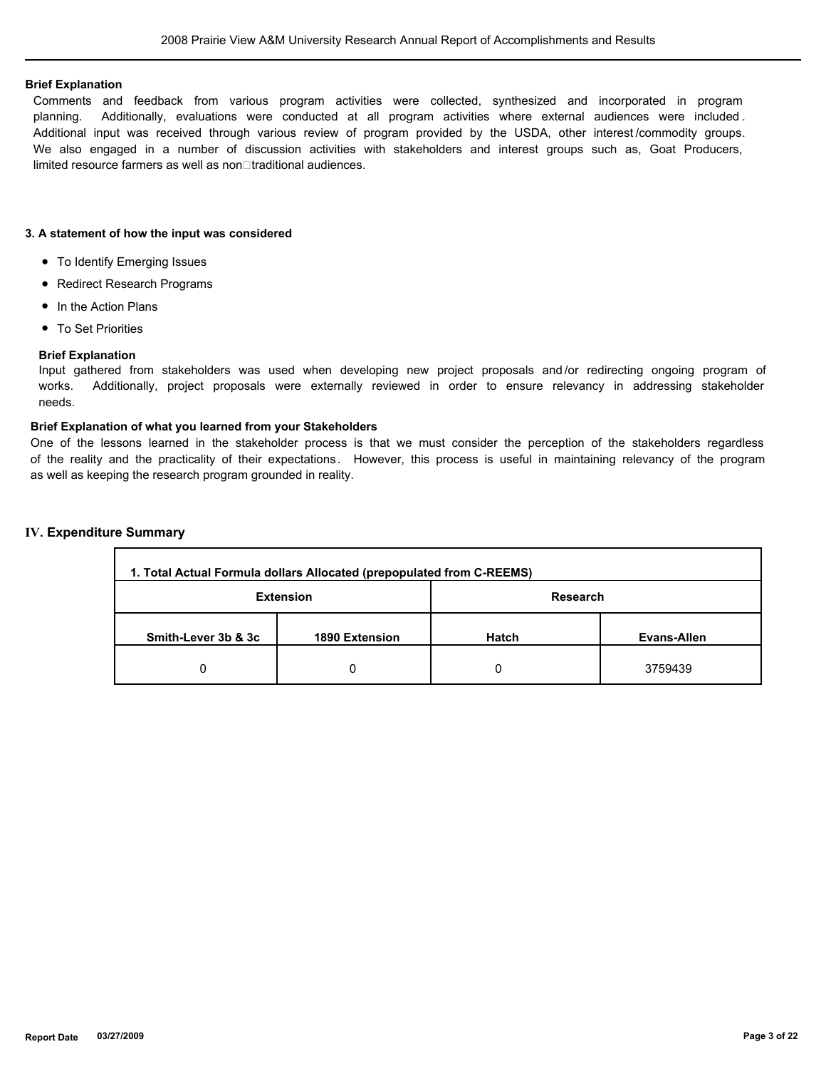**Brief Explanation**

Comments and feedback from various program activities were collected, synthesized and incorporated in program planning. Additionally, evaluations were conducted at all program activities where external audiences were included. Additional input was received through various review of program provided by the USDA, other interest/commodity groups. We also engaged in a number of discussion activities with stakeholders and interest groups such as, Goat Producers, limited resource farmers as well as non□traditional audiences.

**3. A statement of how the input was considered**

- To Identify Emerging Issues
- Redirect Research Programs
- In the Action Plans
- To Set Priorities

**Brief Explanation**

Input gathered from stakeholders was used when developing new project proposals and/or redirecting ongoing program of works. Additionally, project proposals were externally reviewed in order to ensure relevancy in addressing stakeholder needs.

**Brief Explanation of what you learned from your Stakeholders**

One of the lessons learned in the stakeholder process is that we must consider the perception of the stakeholders regardless of the reality and the practicality of their expectations. However, this process is useful in maintaining relevancy of the program as well as keeping the research program grounded in reality.

## IV. Expenditure Summary

| 1. Total Actual Formula dollars Allocated (prepopulated from C-REEMS) | | | |
|---|---|---|---|
| Extension | | Research | |
| Smith-Lever 3b & 3c | 1890 Extension | Hatch | Evans-Allen |
| 0 | 0 | 0 | 3759439 |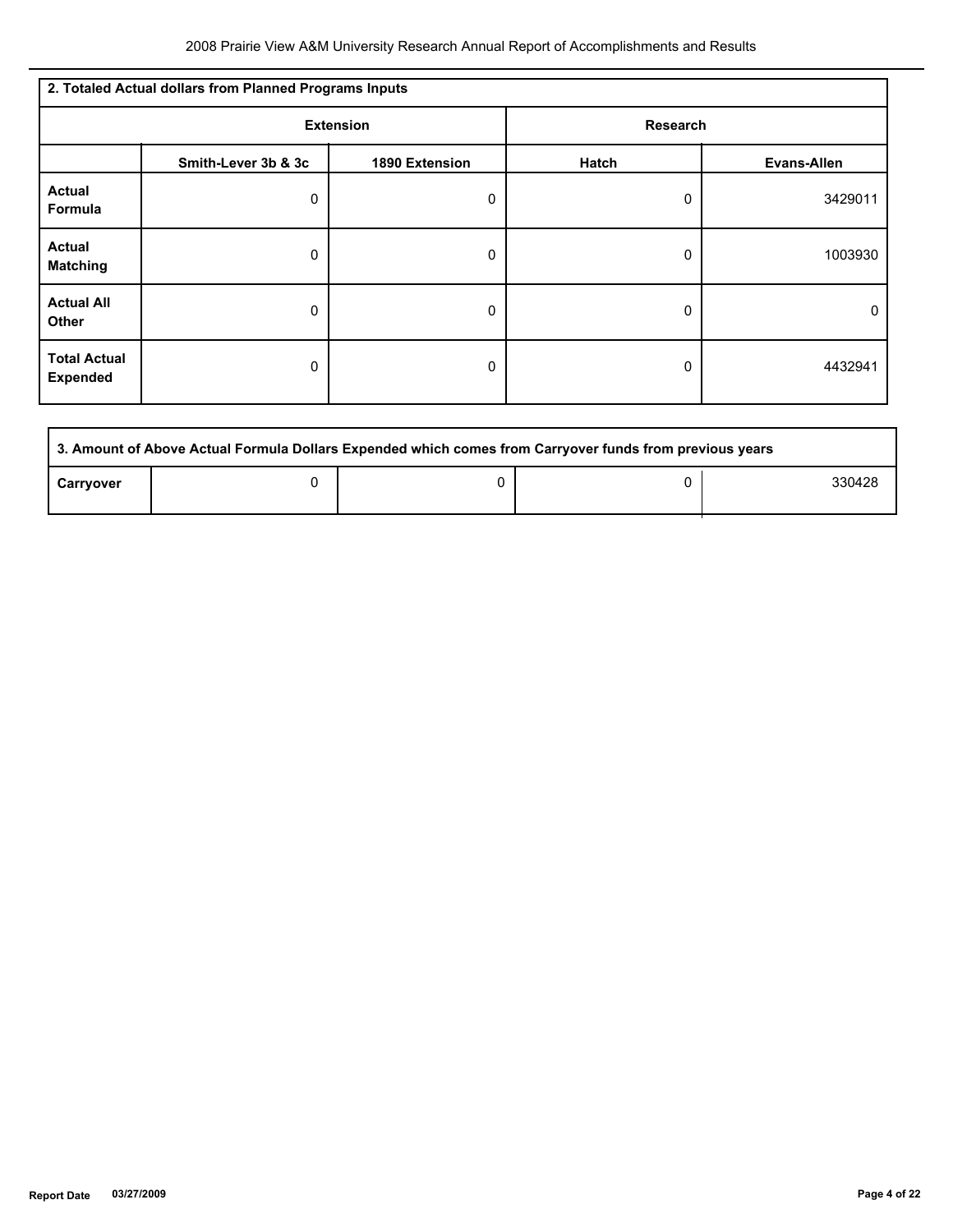| 2. Totaled Actual dollars from Planned Programs Inputs | | | | |
|---|---|---|---|---|
| | Extension | | Research | |
| | Smith-Lever 3b & 3c | 1890 Extension | Hatch | Evans-Allen |
| **Actual Formula** | 0 | 0 | 0 | 3429011 |
| **Actual Matching** | 0 | 0 | 0 | 1003930 |
| **Actual All Other** | 0 | 0 | 0 | 0 |
| **Total Actual Expended** | 0 | 0 | 0 | 4432941 |

| 3. Amount of Above Actual Formula Dollars Expended which comes from Carryover funds from previous years | | | | |
|---|---|---|---|---|
| **Carryover** | 0 | 0 | 0 | 330428 |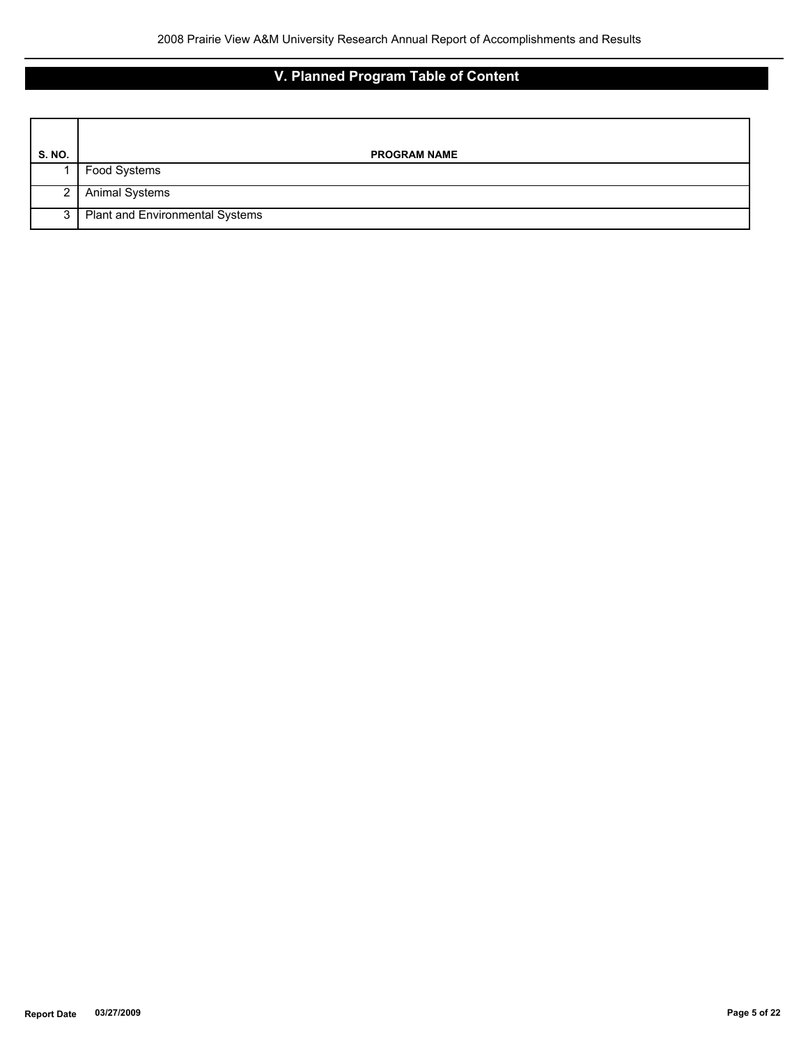## V. Planned Program Table of Content

| S. NO. | PROGRAM NAME |
|---|---|
| 1 | Food Systems |
| 2 | Animal Systems |
| 3 | Plant and Environmental Systems |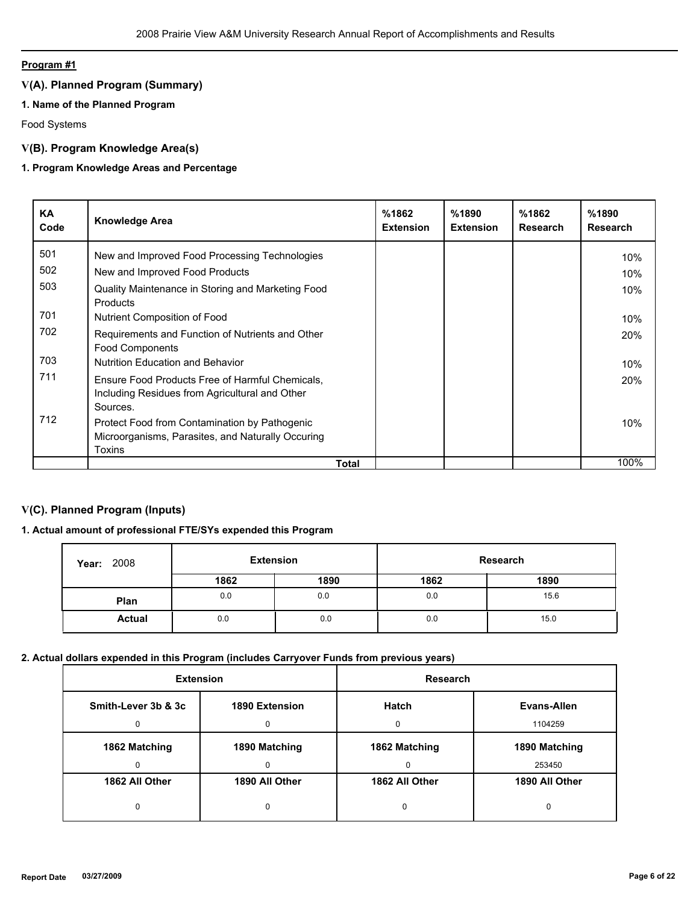**Program #1**

## V(A). Planned Program (Summary)

### 1. Name of the Planned Program

Food Systems

## V(B). Program Knowledge Area(s)

### 1. Program Knowledge Areas and Percentage

| KA Code | Knowledge Area | %1862 Extension | %1890 Extension | %1862 Research | %1890 Research |
|---|---|---|---|---|---|
| 501 | New and Improved Food Processing Technologies | | | | 10% |
| 502 | New and Improved Food Products | | | | 10% |
| 503 | Quality Maintenance in Storing and Marketing Food Products | | | | 10% |
| 701 | Nutrient Composition of Food | | | | 10% |
| 702 | Requirements and Function of Nutrients and Other Food Components | | | | 20% |
| 703 | Nutrition Education and Behavior | | | | 10% |
| 711 | Ensure Food Products Free of Harmful Chemicals, Including Residues from Agricultural and Other Sources. | | | | 20% |
| 712 | Protect Food from Contamination by Pathogenic Microorganisms, Parasites, and Naturally Occuring Toxins | | | | 10% |
| | **Total** | | | | 100% |

## V(C). Planned Program (Inputs)

### 1. Actual amount of professional FTE/SYs expended this Program

| Year: 2008 | Extension | | Research | |
|---|---|---|---|---|
| | **1862** | **1890** | **1862** | **1890** |
| **Plan** | 0.0 | 0.0 | 0.0 | 15.6 |
| **Actual** | 0.0 | 0.0 | 0.0 | 15.0 |

### 2. Actual dollars expended in this Program (includes Carryover Funds from previous years)

| Extension | | Research | |
|---|---|---|---|
| **Smith-Lever 3b & 3c** | **1890 Extension** | **Hatch** | **Evans-Allen** |
| 0 | 0 | 0 | 1104259 |
| **1862 Matching** | **1890 Matching** | **1862 Matching** | **1890 Matching** |
| 0 | 0 | 0 | 253450 |
| **1862 All Other** | **1890 All Other** | **1862 All Other** | **1890 All Other** |
| 0 | 0 | 0 | 0 |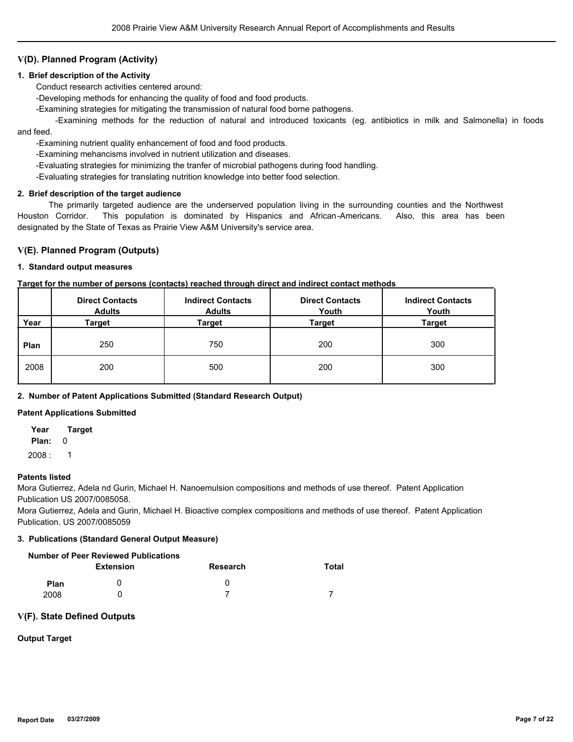## V(D). Planned Program (Activity)

### 1. Brief description of the Activity

Conduct research activities centered around:

-Developing methods for enhancing the quality of food and food products.

-Examining strategies for mitigating the transmission of natural food borne pathogens.

-Examining methods for the reduction of natural and introduced toxicants (eg. antibiotics in milk and Salmonella) in foods and feed.

-Examining nutrient quality enhancement of food and food products.

-Examining mehancisms involved in nutrient utilization and diseases.

-Evaluating strategies for minimizing the tranfer of microbial pathogens during food handling.

-Evaluating strategies for translating nutrition knowledge into better food selection.

### 2. Brief description of the target audience

The primarily targeted audience are the underserved population living in the surrounding counties and the Northwest Houston Corridor. This population is dominated by Hispanics and African-Americans. Also, this area has been designated by the State of Texas as Prairie View A&M University's service area.

## V(E). Planned Program (Outputs)

### 1. Standard output measures

**Target for the number of persons (contacts) reached through direct and indirect contact methods**

| | Direct Contacts Adults | Indirect Contacts Adults | Direct Contacts Youth | Indirect Contacts Youth |
|---|---|---|---|---|
| **Year** | **Target** | **Target** | **Target** | **Target** |
| **Plan** | 250 | 750 | 200 | 300 |
| 2008 | 200 | 500 | 200 | 300 |

### 2. Number of Patent Applications Submitted (Standard Research Output)

**Patent Applications Submitted**

| Year | Target |
|---|---|
| **Plan:** | 0 |
| 2008 : | 1 |

**Patents listed**

Mora Gutierrez, Adela nd Gurin, Michael H. Nanoemulsion compositions and methods of use thereof. Patent Application Publication US 2007/0085058.

Mora Gutierrez, Adela and Gurin, Michael H. Bioactive complex compositions and methods of use thereof. Patent Application Publication. US 2007/0085059

### 3. Publications (Standard General Output Measure)

**Number of Peer Reviewed Publications**

| | Extension | Research | Total |
|---|---|---|---|
| **Plan** | 0 | 0 | |
| 2008 | 0 | 7 | 7 |

## V(F). State Defined Outputs

**Output Target**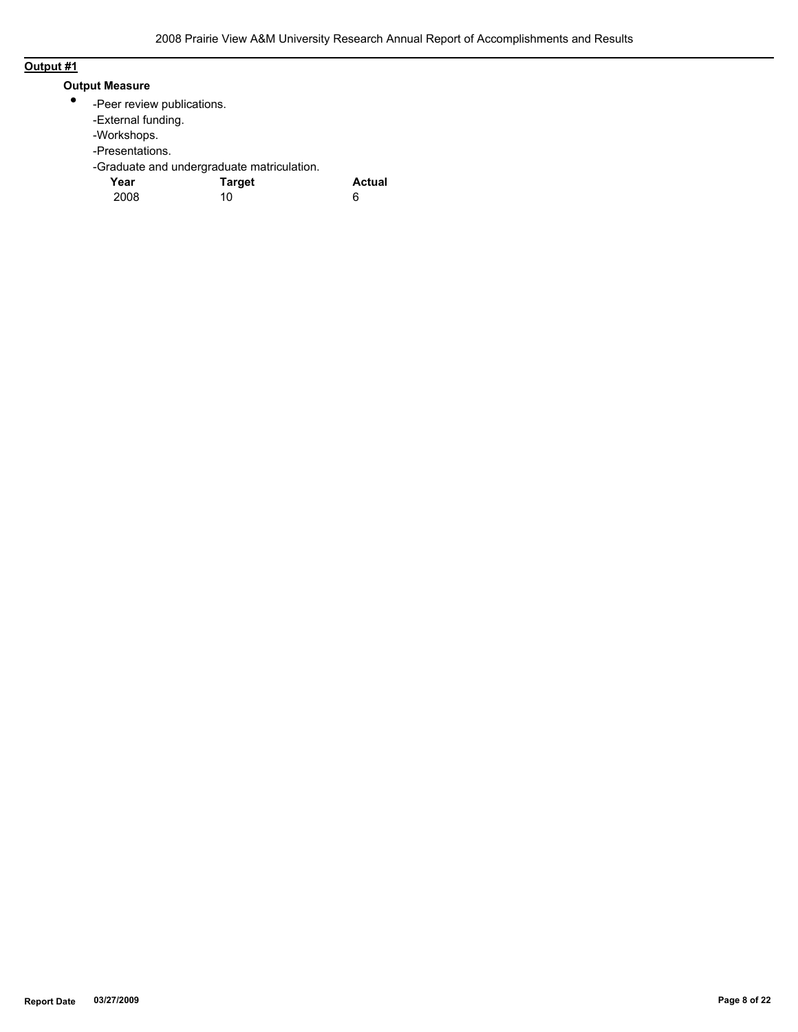**Output #1**

**Output Measure**

- -Peer review publications.
  -External funding.
  -Workshops.
  -Presentations.
  -Graduate and undergraduate matriculation.

| Year | Target | Actual |
|---|---|---|
| 2008 | 10 | 6 |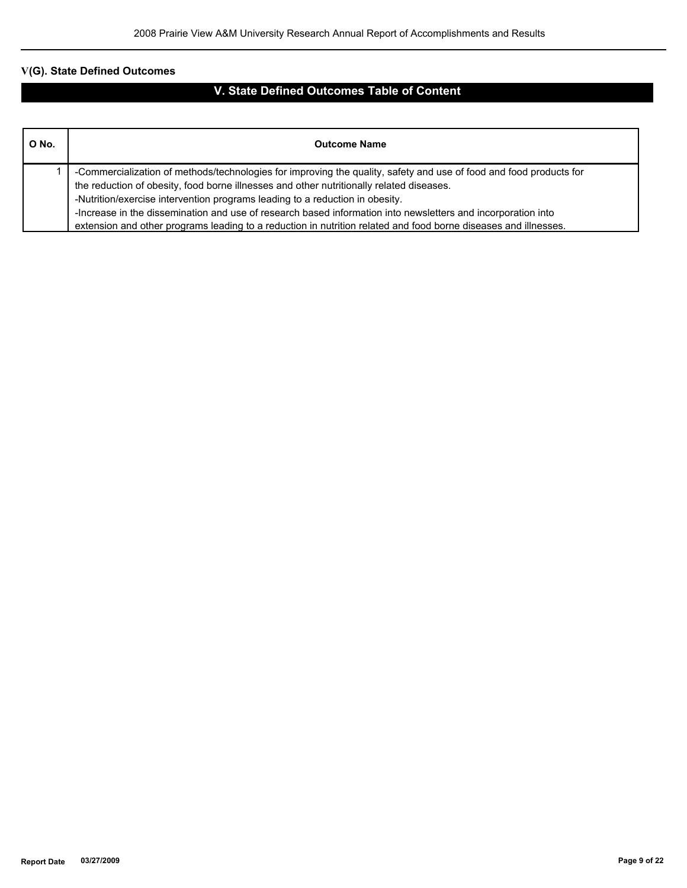## V(G). State Defined Outcomes

### V. State Defined Outcomes Table of Content

| O No. | Outcome Name |
|---|---|
| 1 | -Commercialization of methods/technologies for improving the quality, safety and use of food and food products for the reduction of obesity, food borne illnesses and other nutritionally related diseases.<br>-Nutrition/exercise intervention programs leading to a reduction in obesity.<br>-Increase in the dissemination and use of research based information into newsletters and incorporation into extension and other programs leading to a reduction in nutrition related and food borne diseases and illnesses. |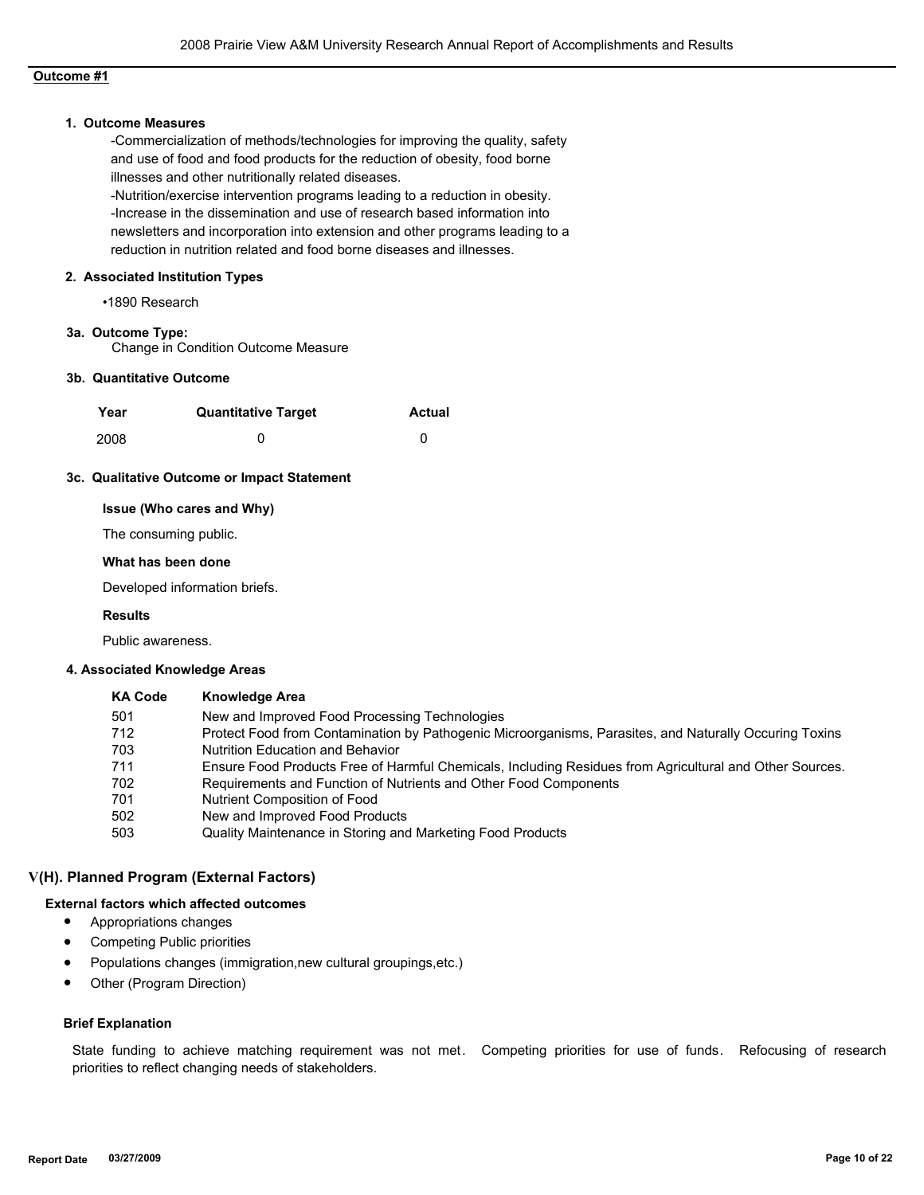**Outcome #1**

**1. Outcome Measures**

-Commercialization of methods/technologies for improving the quality, safety and use of food and food products for the reduction of obesity, food borne illnesses and other nutritionally related diseases.
-Nutrition/exercise intervention programs leading to a reduction in obesity.
-Increase in the dissemination and use of research based information into newsletters and incorporation into extension and other programs leading to a reduction in nutrition related and food borne diseases and illnesses.

**2. Associated Institution Types**

•1890 Research

**3a. Outcome Type:**

Change in Condition Outcome Measure

**3b. Quantitative Outcome**

| Year | Quantitative Target | Actual |
|---|---|---|
| 2008 | 0 | 0 |

**3c. Qualitative Outcome or Impact Statement**

**Issue (Who cares and Why)**

The consuming public.

**What has been done**

Developed information briefs.

**Results**

Public awareness.

**4. Associated Knowledge Areas**

| KA Code | Knowledge Area |
|---|---|
| 501 | New and Improved Food Processing Technologies |
| 712 | Protect Food from Contamination by Pathogenic Microorganisms, Parasites, and Naturally Occuring Toxins |
| 703 | Nutrition Education and Behavior |
| 711 | Ensure Food Products Free of Harmful Chemicals, Including Residues from Agricultural and Other Sources. |
| 702 | Requirements and Function of Nutrients and Other Food Components |
| 701 | Nutrient Composition of Food |
| 502 | New and Improved Food Products |
| 503 | Quality Maintenance in Storing and Marketing Food Products |

## V(H). Planned Program (External Factors)

**External factors which affected outcomes**

- Appropriations changes
- Competing Public priorities
- Populations changes (immigration,new cultural groupings,etc.)
- Other (Program Direction)

**Brief Explanation**

State funding to achieve matching requirement was not met. Competing priorities for use of funds. Refocusing of research priorities to reflect changing needs of stakeholders.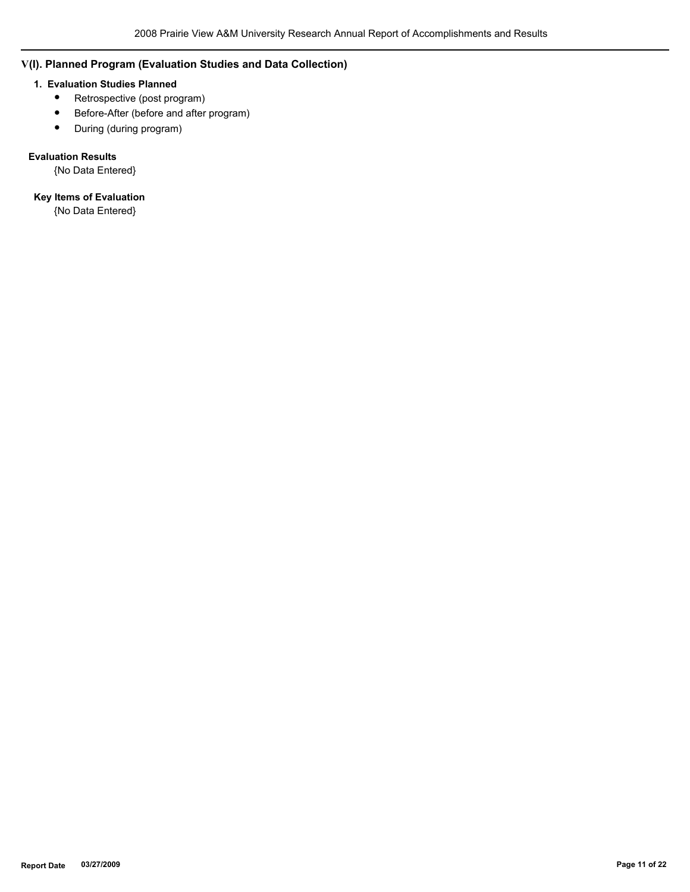## V(I). Planned Program (Evaluation Studies and Data Collection)

### 1. Evaluation Studies Planned

- Retrospective (post program)
- Before-After (before and after program)
- During (during program)

**Evaluation Results**

{No Data Entered}

**Key Items of Evaluation**

{No Data Entered}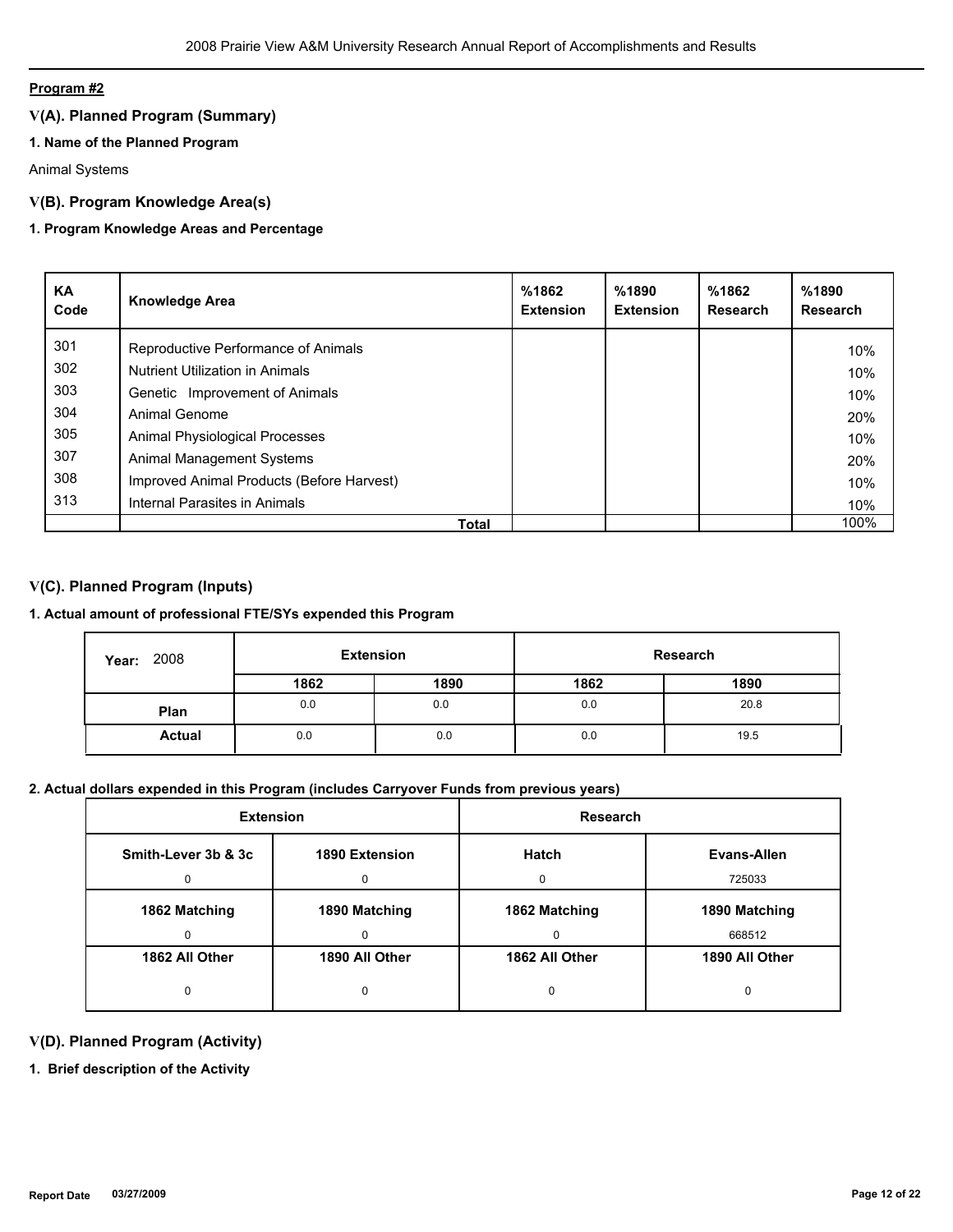**Program #2**

## V(A). Planned Program (Summary)

### 1. Name of the Planned Program

Animal Systems

## V(B). Program Knowledge Area(s)

### 1. Program Knowledge Areas and Percentage

| KA Code | Knowledge Area | %1862 Extension | %1890 Extension | %1862 Research | %1890 Research |
|---|---|---|---|---|---|
| 301 | Reproductive Performance of Animals | | | | 10% |
| 302 | Nutrient Utilization in Animals | | | | 10% |
| 303 | Genetic Improvement of Animals | | | | 10% |
| 304 | Animal Genome | | | | 20% |
| 305 | Animal Physiological Processes | | | | 10% |
| 307 | Animal Management Systems | | | | 20% |
| 308 | Improved Animal Products (Before Harvest) | | | | 10% |
| 313 | Internal Parasites in Animals | | | | 10% |
| | **Total** | | | | 100% |

## V(C). Planned Program (Inputs)

### 1. Actual amount of professional FTE/SYs expended this Program

| Year: 2008 | Extension | | Research | |
|---|---|---|---|---|
| | 1862 | 1890 | 1862 | 1890 |
| **Plan** | 0.0 | 0.0 | 0.0 | 20.8 |
| **Actual** | 0.0 | 0.0 | 0.0 | 19.5 |

### 2. Actual dollars expended in this Program (includes Carryover Funds from previous years)

| Extension | | Research | |
|---|---|---|---|
| **Smith-Lever 3b & 3c** | **1890 Extension** | **Hatch** | **Evans-Allen** |
| 0 | 0 | 0 | 725033 |
| **1862 Matching** | **1890 Matching** | **1862 Matching** | **1890 Matching** |
| 0 | 0 | 0 | 668512 |
| **1862 All Other** | **1890 All Other** | **1862 All Other** | **1890 All Other** |
| 0 | 0 | 0 | 0 |

## V(D). Planned Program (Activity)

### 1. Brief description of the Activity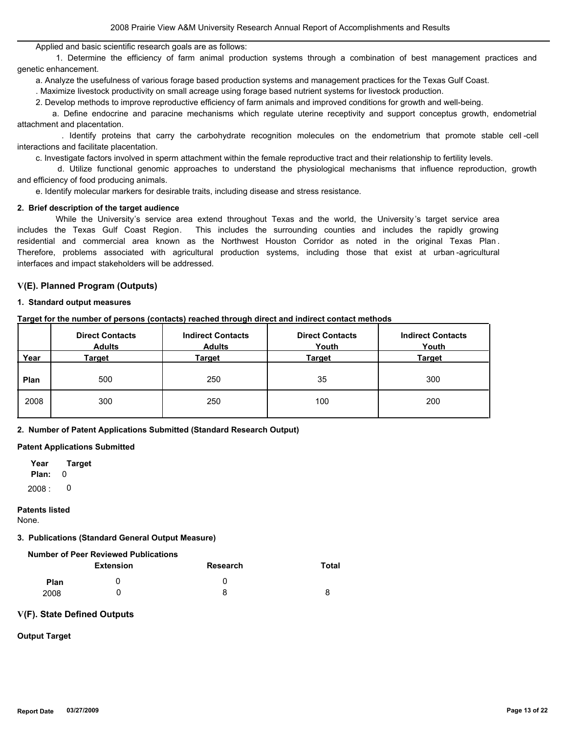Applied and basic scientific research goals are as follows:

1. Determine the efficiency of farm animal production systems through a combination of best management practices and genetic enhancement.

a. Analyze the usefulness of various forage based production systems and management practices for the Texas Gulf Coast.

. Maximize livestock productivity on small acreage using forage based nutrient systems for livestock production.

2. Develop methods to improve reproductive efficiency of farm animals and improved conditions for growth and well-being.

a. Define endocrine and paracine mechanisms which regulate uterine receptivity and support conceptus growth, endometrial attachment and placentation.

. Identify proteins that carry the carbohydrate recognition molecules on the endometrium that promote stable cell-cell interactions and facilitate placentation.

c. Investigate factors involved in sperm attachment within the female reproductive tract and their relationship to fertility levels.

d. Utilize functional genomic approaches to understand the physiological mechanisms that influence reproduction, growth and efficiency of food producing animals.

e. Identify molecular markers for desirable traits, including disease and stress resistance.

**2. Brief description of the target audience**

While the University's service area extend throughout Texas and the world, the University's target service area includes the Texas Gulf Coast Region. This includes the surrounding counties and includes the rapidly growing residential and commercial area known as the Northwest Houston Corridor as noted in the original Texas Plan. Therefore, problems associated with agricultural production systems, including those that exist at urban-agricultural interfaces and impact stakeholders will be addressed.

## V(E). Planned Program (Outputs)

**1. Standard output measures**

**Target for the number of persons (contacts) reached through direct and indirect contact methods**

| Year | Direct Contacts Adults Target | Indirect Contacts Adults Target | Direct Contacts Youth Target | Indirect Contacts Youth Target |
|---|---|---|---|---|
| Plan | 500 | 250 | 35 | 300 |
| 2008 | 300 | 250 | 100 | 200 |

**2. Number of Patent Applications Submitted (Standard Research Output)**

**Patent Applications Submitted**

| Year | Target |
|---|---|
| Plan: | 0 |
| 2008 : | 0 |

**Patents listed**

None.

**3. Publications (Standard General Output Measure)**

**Number of Peer Reviewed Publications**

| | Extension | Research | Total |
|---|---|---|---|
| Plan | 0 | 0 | |
| 2008 | 0 | 8 | 8 |

## V(F). State Defined Outputs

**Output Target**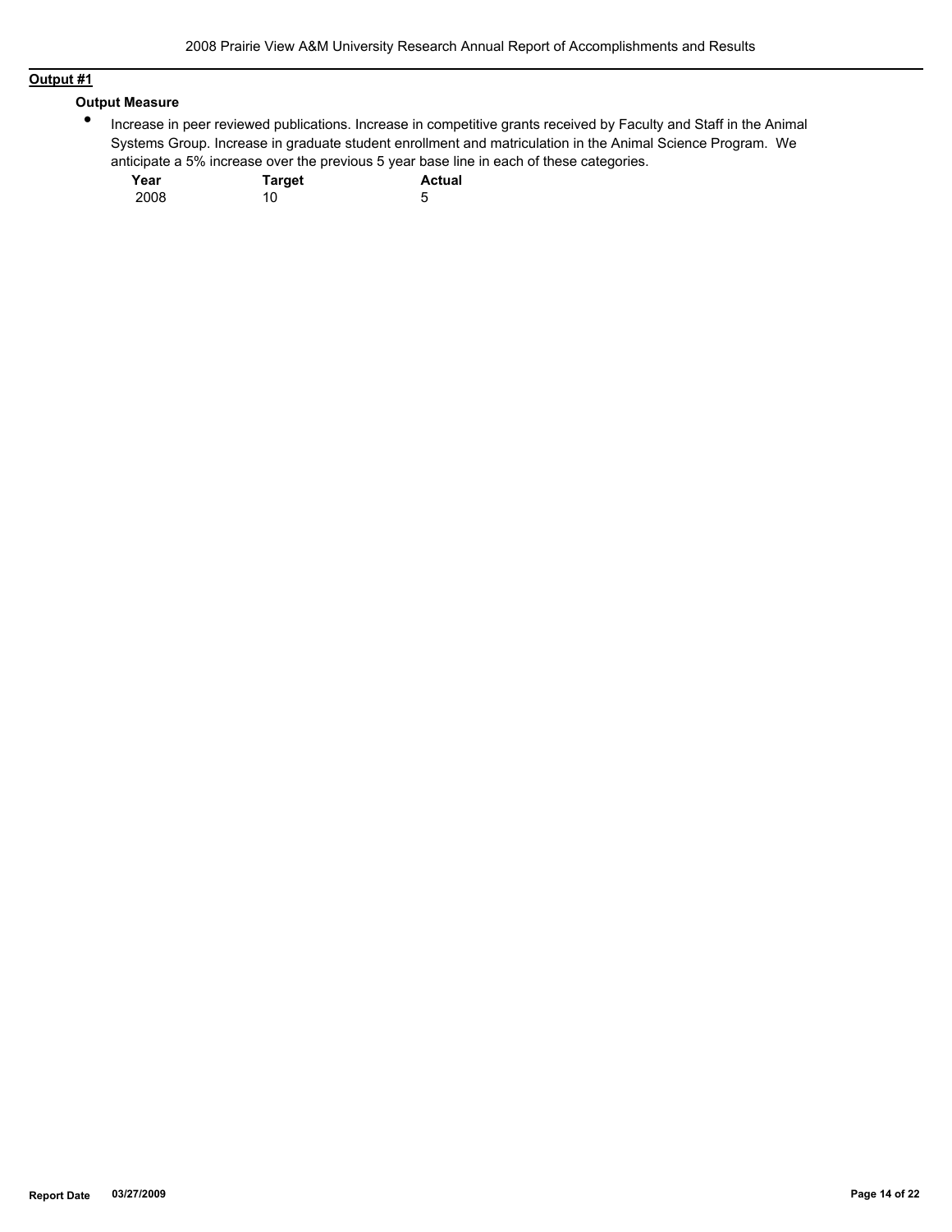**Output #1**

**Output Measure**

- Increase in peer reviewed publications. Increase in competitive grants received by Faculty and Staff in the Animal Systems Group. Increase in graduate student enrollment and matriculation in the Animal Science Program. We anticipate a 5% increase over the previous 5 year base line in each of these categories.

| Year | Target | Actual |
|---|---|---|
| 2008 | 10 | 5 |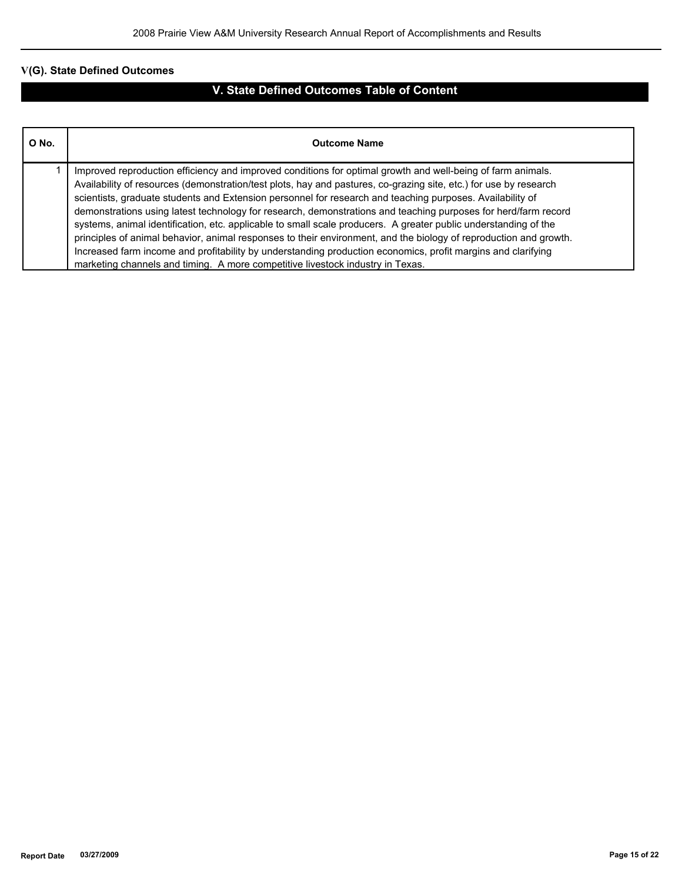## V(G). State Defined Outcomes

### V. State Defined Outcomes Table of Content

| O No. | Outcome Name |
| --- | --- |
| 1 | Improved reproduction efficiency and improved conditions for optimal growth and well-being of farm animals. Availability of resources (demonstration/test plots, hay and pastures, co-grazing site, etc.) for use by research scientists, graduate students and Extension personnel for research and teaching purposes. Availability of demonstrations using latest technology for research, demonstrations and teaching purposes for herd/farm record systems, animal identification, etc. applicable to small scale producers. A greater public understanding of the principles of animal behavior, animal responses to their environment, and the biology of reproduction and growth. Increased farm income and profitability by understanding production economics, profit margins and clarifying marketing channels and timing. A more competitive livestock industry in Texas. |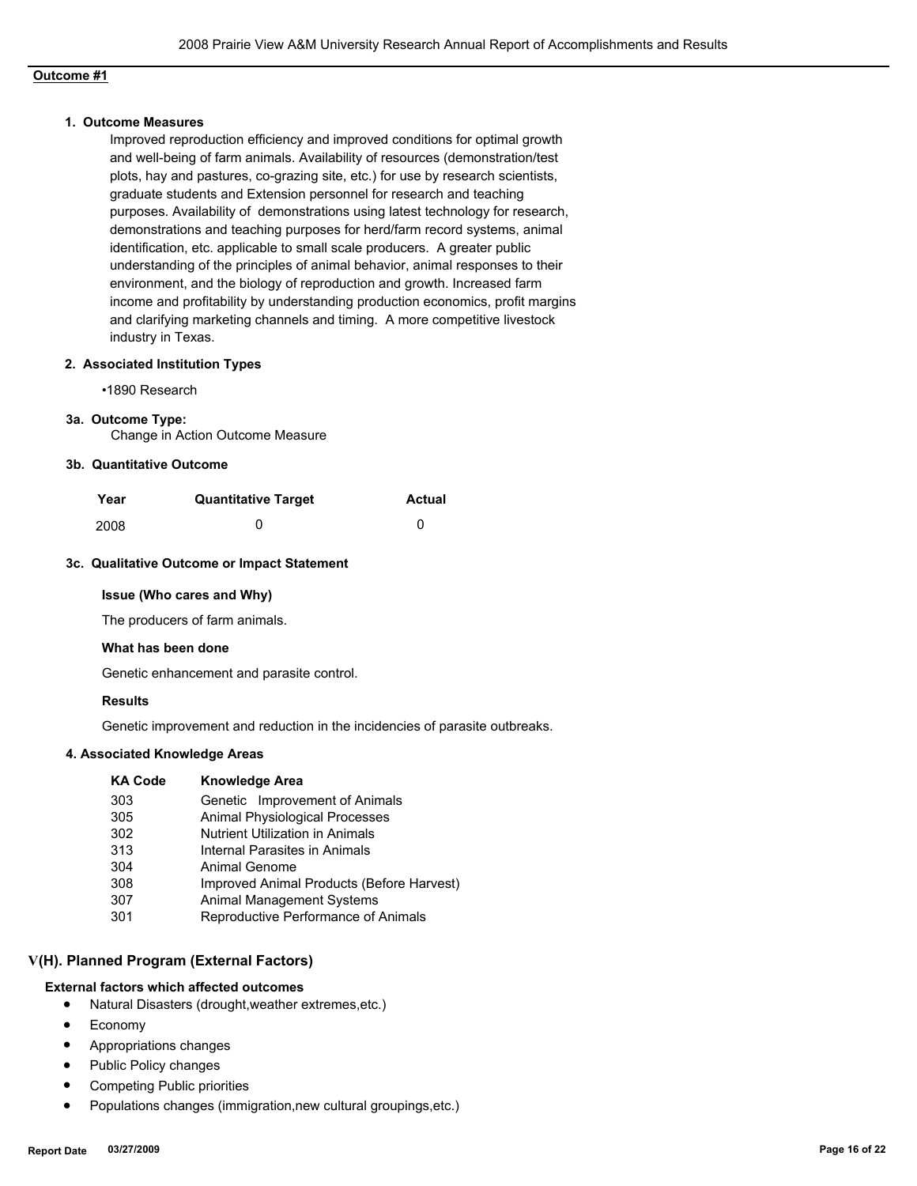**Outcome #1**

**1. Outcome Measures**

Improved reproduction efficiency and improved conditions for optimal growth and well-being of farm animals. Availability of resources (demonstration/test plots, hay and pastures, co-grazing site, etc.) for use by research scientists, graduate students and Extension personnel for research and teaching purposes. Availability of demonstrations using latest technology for research, demonstrations and teaching purposes for herd/farm record systems, animal identification, etc. applicable to small scale producers. A greater public understanding of the principles of animal behavior, animal responses to their environment, and the biology of reproduction and growth. Increased farm income and profitability by understanding production economics, profit margins and clarifying marketing channels and timing. A more competitive livestock industry in Texas.

**2. Associated Institution Types**

•1890 Research

**3a. Outcome Type:**

Change in Action Outcome Measure

**3b. Quantitative Outcome**

| Year | Quantitative Target | Actual |
|---|---|---|
| 2008 | 0 | 0 |

**3c. Qualitative Outcome or Impact Statement**

**Issue (Who cares and Why)**

The producers of farm animals.

**What has been done**

Genetic enhancement and parasite control.

**Results**

Genetic improvement and reduction in the incidencies of parasite outbreaks.

**4. Associated Knowledge Areas**

| KA Code | Knowledge Area |
|---|---|
| 303 | Genetic Improvement of Animals |
| 305 | Animal Physiological Processes |
| 302 | Nutrient Utilization in Animals |
| 313 | Internal Parasites in Animals |
| 304 | Animal Genome |
| 308 | Improved Animal Products (Before Harvest) |
| 307 | Animal Management Systems |
| 301 | Reproductive Performance of Animals |

## V(H). Planned Program (External Factors)

**External factors which affected outcomes**

- Natural Disasters (drought,weather extremes,etc.)
- Economy
- Appropriations changes
- Public Policy changes
- Competing Public priorities
- Populations changes (immigration,new cultural groupings,etc.)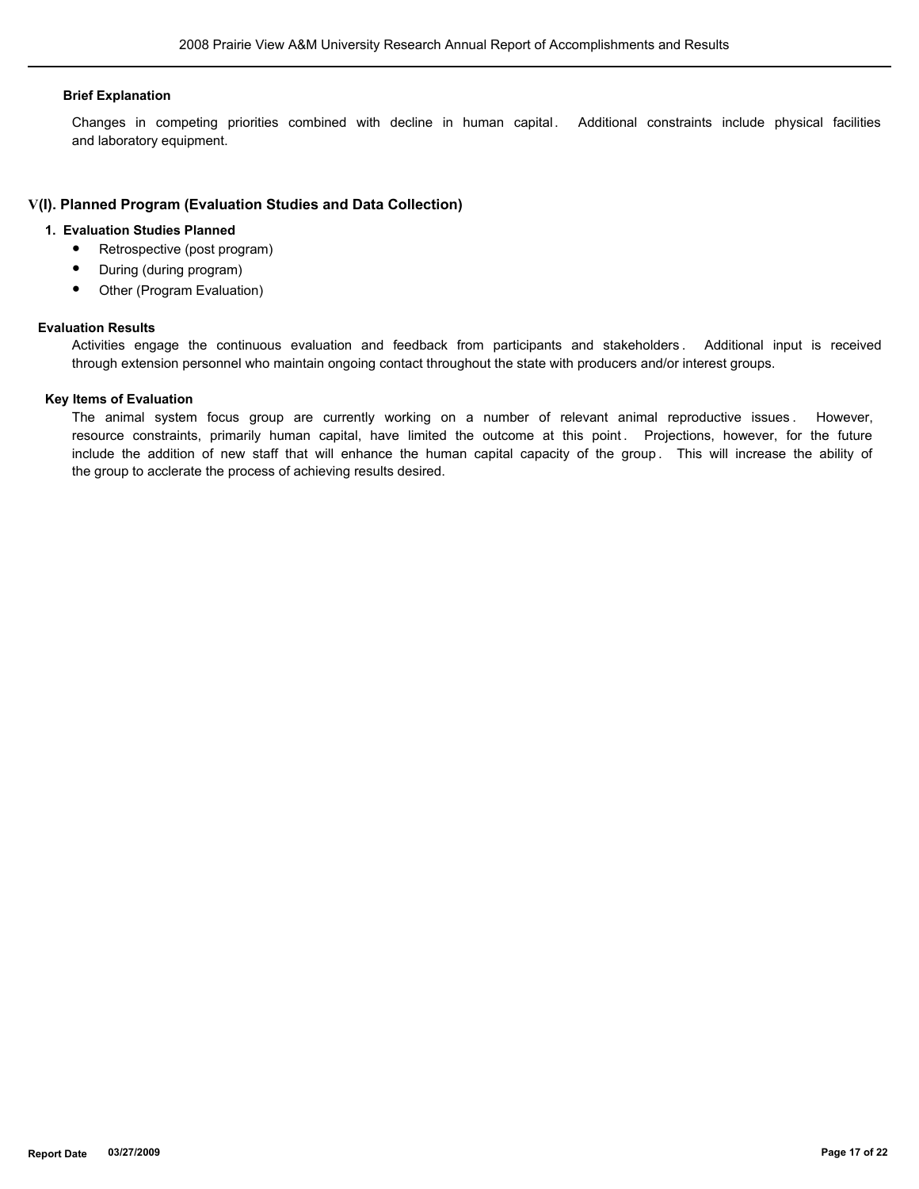**Brief Explanation**

Changes in competing priorities combined with decline in human capital. Additional constraints include physical facilities and laboratory equipment.

## V(I). Planned Program (Evaluation Studies and Data Collection)

**1. Evaluation Studies Planned**

- Retrospective (post program)
- During (during program)
- Other (Program Evaluation)

**Evaluation Results**

Activities engage the continuous evaluation and feedback from participants and stakeholders. Additional input is received through extension personnel who maintain ongoing contact throughout the state with producers and/or interest groups.

**Key Items of Evaluation**

The animal system focus group are currently working on a number of relevant animal reproductive issues. However, resource constraints, primarily human capital, have limited the outcome at this point. Projections, however, for the future include the addition of new staff that will enhance the human capital capacity of the group. This will increase the ability of the group to acclerate the process of achieving results desired.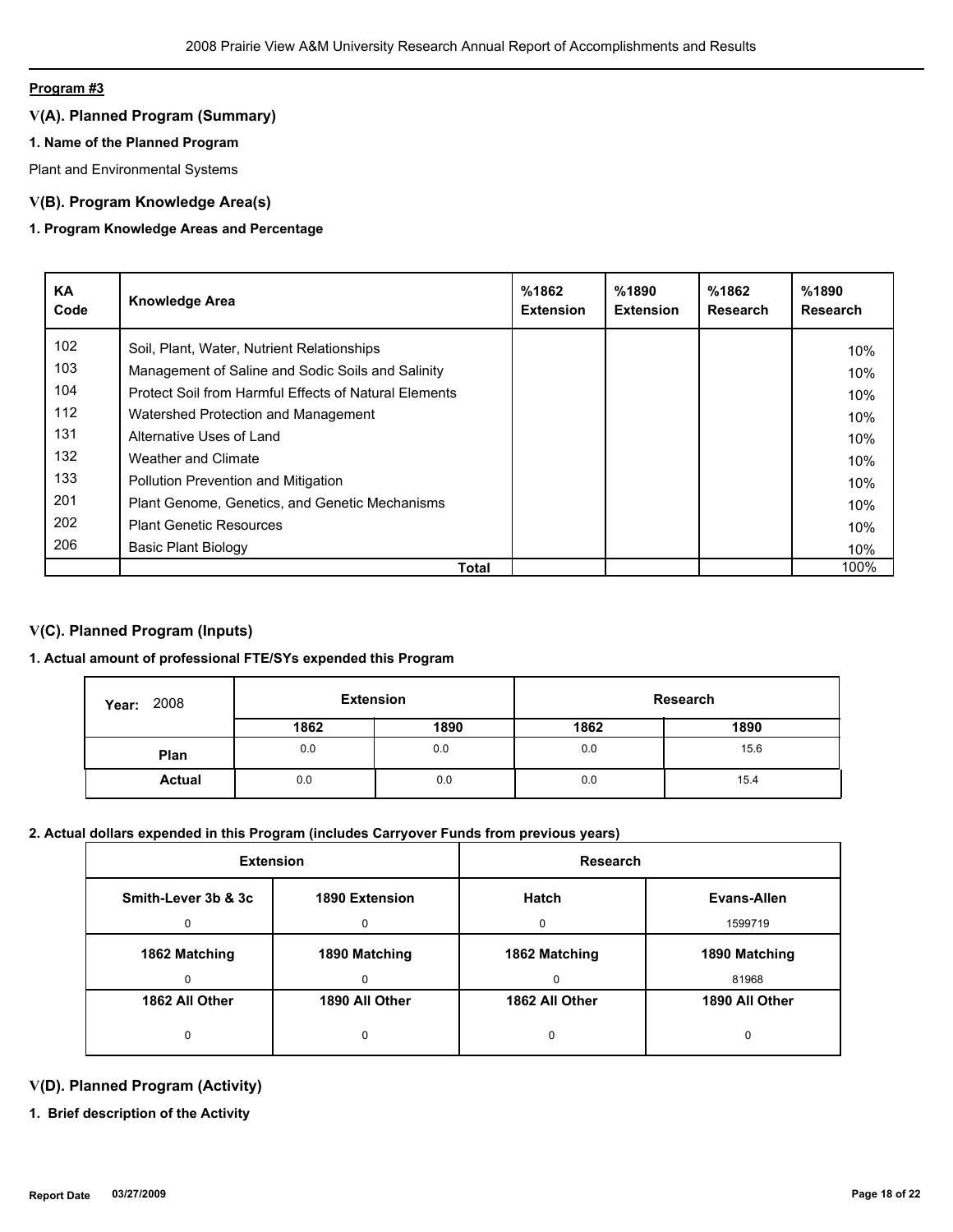**Program #3**

## V(A). Planned Program (Summary)

### 1. Name of the Planned Program

Plant and Environmental Systems

## V(B). Program Knowledge Area(s)

### 1. Program Knowledge Areas and Percentage

| KA Code | Knowledge Area | %1862 Extension | %1890 Extension | %1862 Research | %1890 Research |
|---|---|---|---|---|---|
| 102 | Soil, Plant, Water, Nutrient Relationships | | | | 10% |
| 103 | Management of Saline and Sodic Soils and Salinity | | | | 10% |
| 104 | Protect Soil from Harmful Effects of Natural Elements | | | | 10% |
| 112 | Watershed Protection and Management | | | | 10% |
| 131 | Alternative Uses of Land | | | | 10% |
| 132 | Weather and Climate | | | | 10% |
| 133 | Pollution Prevention and Mitigation | | | | 10% |
| 201 | Plant Genome, Genetics, and Genetic Mechanisms | | | | 10% |
| 202 | Plant Genetic Resources | | | | 10% |
| 206 | Basic Plant Biology | | | | 10% |
| | **Total** | | | | 100% |

## V(C). Planned Program (Inputs)

### 1. Actual amount of professional FTE/SYs expended this Program

| Year: 2008 | Extension | | Research | |
|---|---|---|---|---|
| | 1862 | 1890 | 1862 | 1890 |
| **Plan** | 0.0 | 0.0 | 0.0 | 15.6 |
| **Actual** | 0.0 | 0.0 | 0.0 | 15.4 |

### 2. Actual dollars expended in this Program (includes Carryover Funds from previous years)

| Extension | | Research | |
|---|---|---|---|
| **Smith-Lever 3b & 3c** | **1890 Extension** | **Hatch** | **Evans-Allen** |
| 0 | 0 | 0 | 1599719 |
| **1862 Matching** | **1890 Matching** | **1862 Matching** | **1890 Matching** |
| 0 | 0 | 0 | 81968 |
| **1862 All Other** | **1890 All Other** | **1862 All Other** | **1890 All Other** |
| 0 | 0 | 0 | 0 |

## V(D). Planned Program (Activity)

### 1. Brief description of the Activity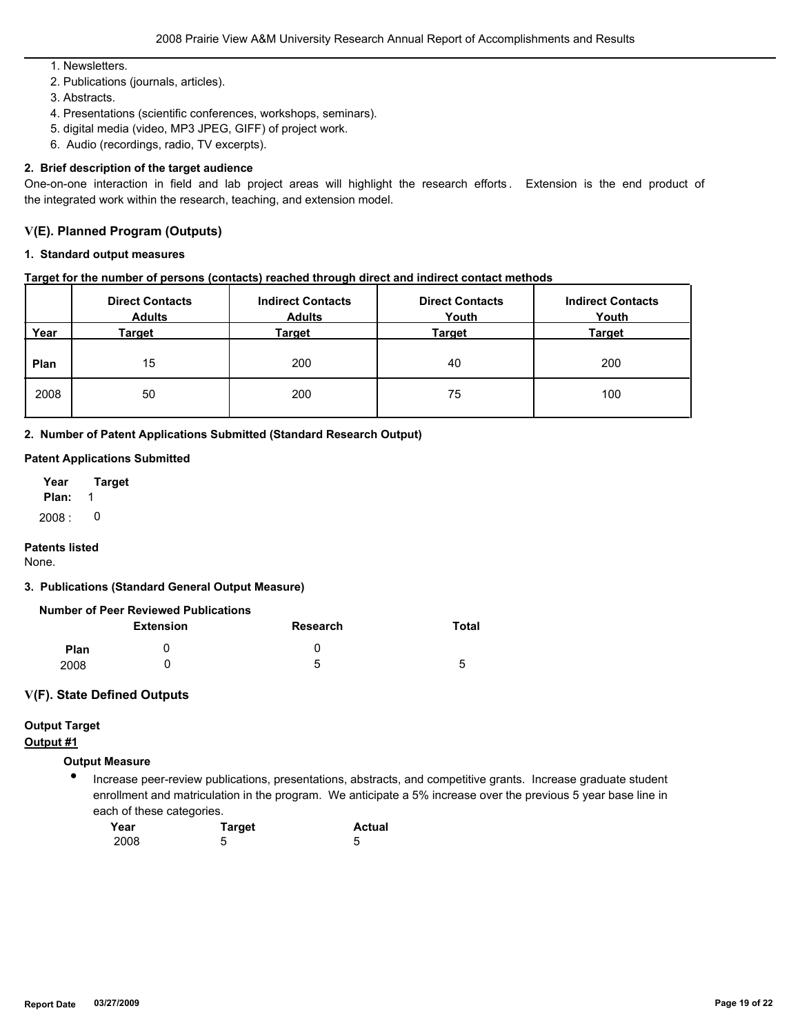1. Newsletters.
2. Publications (journals, articles).
3. Abstracts.
4. Presentations (scientific conferences, workshops, seminars).
5. digital media (video, MP3 JPEG, GIFF) of project work.
6. Audio (recordings, radio, TV excerpts).

**2. Brief description of the target audience**

One-on-one interaction in field and lab project areas will highlight the research efforts. Extension is the end product of the integrated work within the research, teaching, and extension model.

## V(E). Planned Program (Outputs)

**1. Standard output measures**

**Target for the number of persons (contacts) reached through direct and indirect contact methods**

| Year | Direct Contacts Adults Target | Indirect Contacts Adults Target | Direct Contacts Youth Target | Indirect Contacts Youth Target |
|---|---|---|---|---|
| Plan | 15 | 200 | 40 | 200 |
| 2008 | 50 | 200 | 75 | 100 |

**2. Number of Patent Applications Submitted (Standard Research Output)**

**Patent Applications Submitted**

| Year | Target |
|---|---|
| Plan: | 1 |
| 2008 : | 0 |

**Patents listed**

None.

**3. Publications (Standard General Output Measure)**

**Number of Peer Reviewed Publications**

| | Extension | Research | Total |
|---|---|---|---|
| Plan | 0 | 0 | |
| 2008 | 0 | 5 | 5 |

## V(F). State Defined Outputs

**Output Target**

**Output #1**

**Output Measure**

- Increase peer-review publications, presentations, abstracts, and competitive grants. Increase graduate student enrollment and matriculation in the program. We anticipate a 5% increase over the previous 5 year base line in each of these categories.

| Year | Target | Actual |
|---|---|---|
| 2008 | 5 | 5 |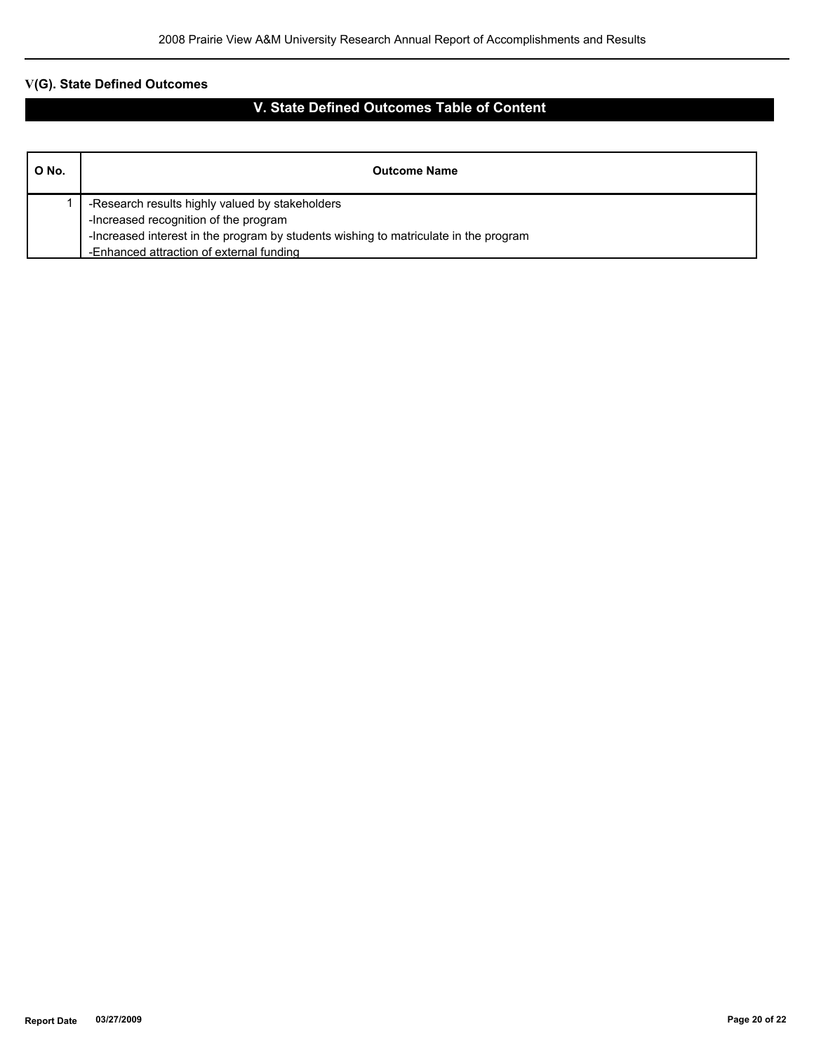## V(G). State Defined Outcomes

## V. State Defined Outcomes Table of Content

| O No. | Outcome Name |
|---|---|
| 1 | -Research results highly valued by stakeholders<br>-Increased recognition of the program<br>-Increased interest in the program by students wishing to matriculate in the program<br>-Enhanced attraction of external funding |

Report Date 03/27/2009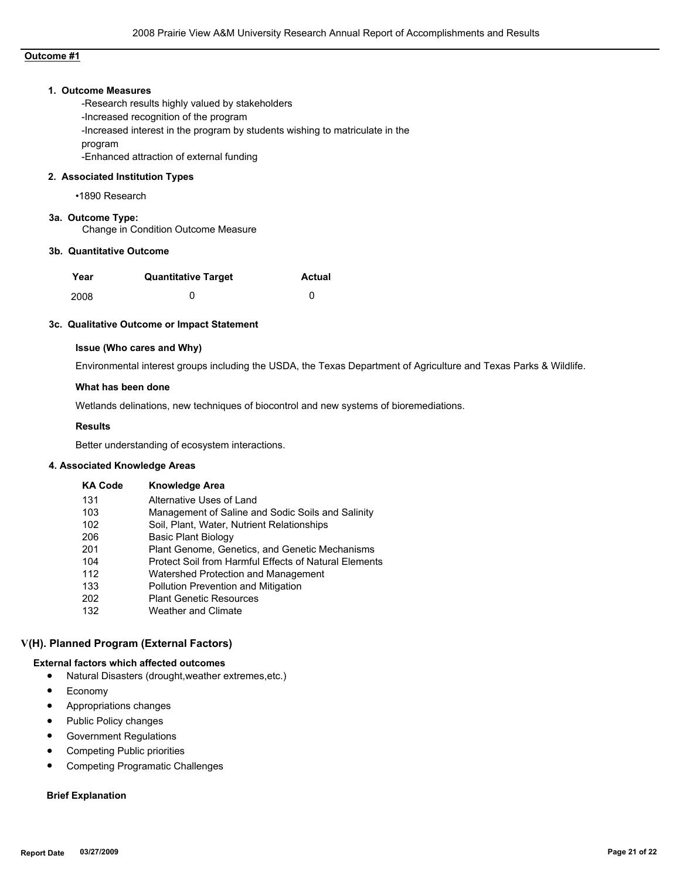**Outcome #1**

**1. Outcome Measures**

-Research results highly valued by stakeholders
-Increased recognition of the program
-Increased interest in the program by students wishing to matriculate in the program
-Enhanced attraction of external funding

**2. Associated Institution Types**

•1890 Research

**3a. Outcome Type:**

Change in Condition Outcome Measure

**3b. Quantitative Outcome**

| Year | Quantitative Target | Actual |
|---|---|---|
| 2008 | 0 | 0 |

**3c. Qualitative Outcome or Impact Statement**

**Issue (Who cares and Why)**

Environmental interest groups including the USDA, the Texas Department of Agriculture and Texas Parks & Wildlife.

**What has been done**

Wetlands delinations, new techniques of biocontrol and new systems of bioremediations.

**Results**

Better understanding of ecosystem interactions.

**4. Associated Knowledge Areas**

| KA Code | Knowledge Area |
|---|---|
| 131 | Alternative Uses of Land |
| 103 | Management of Saline and Sodic Soils and Salinity |
| 102 | Soil, Plant, Water, Nutrient Relationships |
| 206 | Basic Plant Biology |
| 201 | Plant Genome, Genetics, and Genetic Mechanisms |
| 104 | Protect Soil from Harmful Effects of Natural Elements |
| 112 | Watershed Protection and Management |
| 133 | Pollution Prevention and Mitigation |
| 202 | Plant Genetic Resources |
| 132 | Weather and Climate |

## V(H). Planned Program (External Factors)

**External factors which affected outcomes**

- Natural Disasters (drought,weather extremes,etc.)
- Economy
- Appropriations changes
- Public Policy changes
- Government Regulations
- Competing Public priorities
- Competing Programatic Challenges

**Brief Explanation**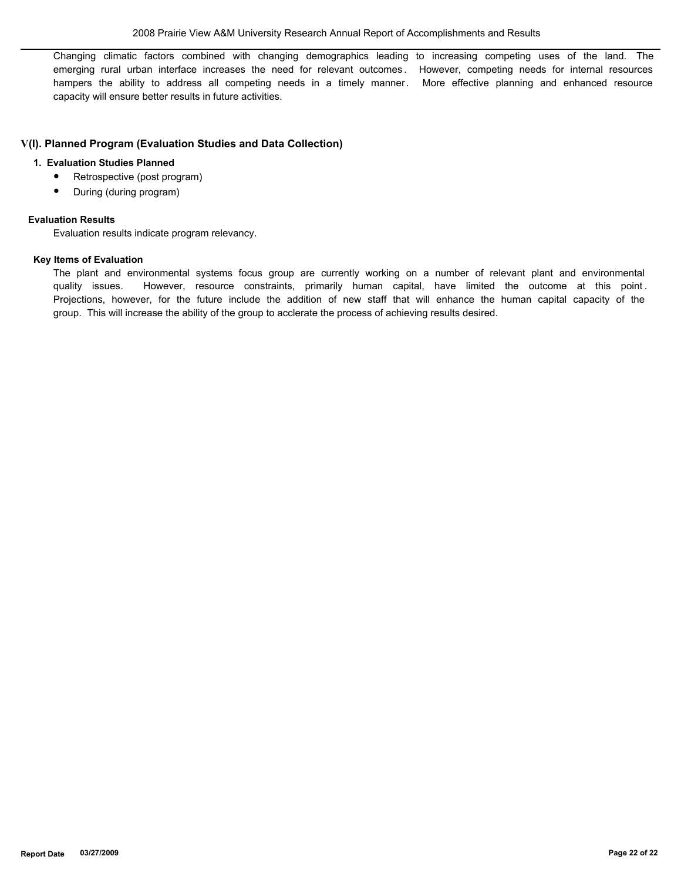Changing climatic factors combined with changing demographics leading to increasing competing uses of the land. The emerging rural urban interface increases the need for relevant outcomes. However, competing needs for internal resources hampers the ability to address all competing needs in a timely manner. More effective planning and enhanced resource capacity will ensure better results in future activities.

## V(I). Planned Program (Evaluation Studies and Data Collection)

### 1. Evaluation Studies Planned

- Retrospective (post program)
- During (during program)

### Evaluation Results

Evaluation results indicate program relevancy.

### Key Items of Evaluation

The plant and environmental systems focus group are currently working on a number of relevant plant and environmental quality issues. However, resource constraints, primarily human capital, have limited the outcome at this point. Projections, however, for the future include the addition of new staff that will enhance the human capital capacity of the group. This will increase the ability of the group to acclerate the process of achieving results desired.